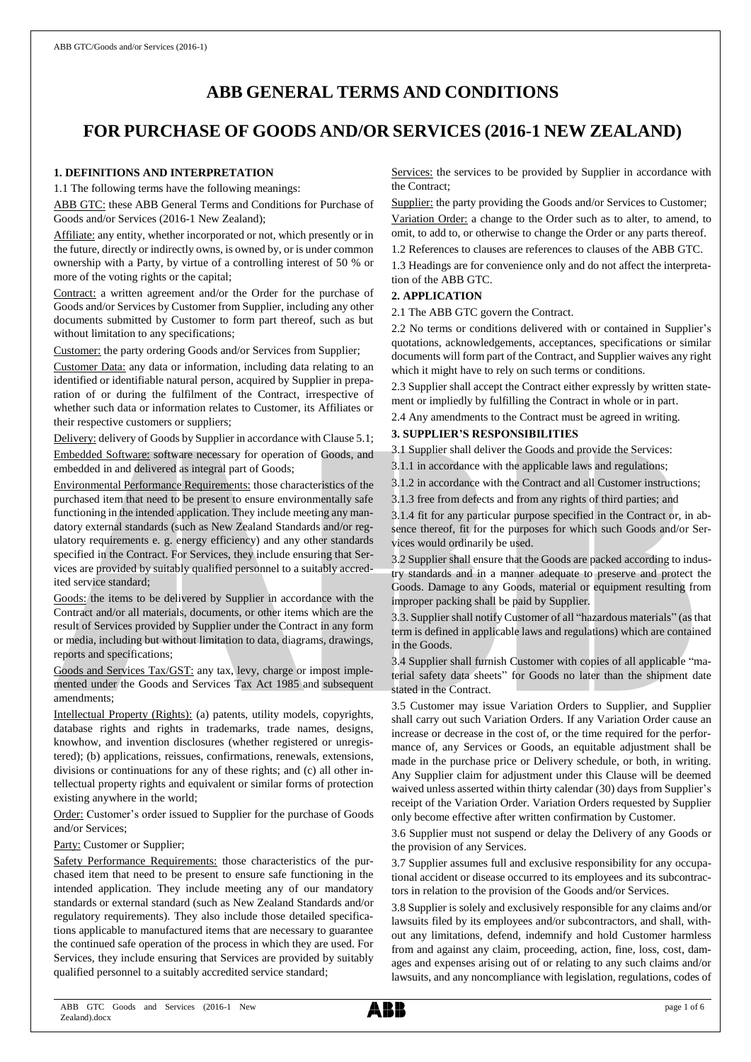# ABB GENERAL TERMS AND CONDITIONS

# FOR PURCHASE OF GOODS AND/OR SERVICES (2016-1 NEW ZEALAND)

### 1. DEFINITIONS AND INTERPRETATION

1.1 The following terms have the following meanings:

ABB GTC: these ABB General Terms and Conditions for Purchase of Goods and/or Services (2016-1 New Zealand);

Affiliate: any entity, whether incorporated or not, which presently or in the future, directly or indirectly owns, is owned by, or is under common ownership with a Party, by virtue of a controlling interest of 50 % or more of the voting rights or the capital;

Contract: a written agreement and/or the Order for the purchase of Goods and/or Services by Customer from Supplier, including any other documents submitted by Customer to form part thereof, such as but without limitation to any specifications;

Customer: the party ordering Goods and/or Services from Supplier;

Customer Data: any data or information, including data relating to an identified or identifiable natural person, acquired by Supplier in preparation of or during the fulfilment of the Contract, irrespective of whether such data or information relates to Customer, its Affiliates or their respective customers or suppliers;

Delivery: delivery of Goods by Supplier in accordance with Clause 5.1;

Embedded Software: software necessary for operation of Goods, and embedded in and delivered as integral part of Goods;

Environmental Performance Requirements: those characteristics of the purchased item that need to be present to ensure environmentally safe functioning in the intended application. They include meeting any mandatory external standards (such as New Zealand Standards and/or regulatory requirements e. g. energy efficiency) and any other standards specified in the Contract. For Services, they include ensuring that Services are provided by suitably qualified personnel to a suitably accredited service standard;

Goods: the items to be delivered by Supplier in accordance with the Contract and/or all materials, documents, or other items which are the result of Services provided by Supplier under the Contract in any form or media, including but without limitation to data, diagrams, drawings, reports and specifications;

Goods and Services Tax/GST: any tax, levy, charge or impost implemented under the Goods and Services Tax Act 1985 and subsequent amendments;

Intellectual Property (Rights): (a) patents, utility models, copyrights, database rights and rights in trademarks, trade names, designs, knowhow, and invention disclosures (whether registered or unregistered); (b) applications, reissues, confirmations, renewals, extensions, divisions or continuations for any of these rights; and (c) all other intellectual property rights and equivalent or similar forms of protection existing anywhere in the world;

Order: Customer's order issued to Supplier for the purchase of Goods and/or Services;

Party: Customer or Supplier;

Safety Performance Requirements: those characteristics of the purchased item that need to be present to ensure safe functioning in the intended application. They include meeting any of our mandatory standards or external standard (such as New Zealand Standards and/or regulatory requirements). They also include those detailed specifications applicable to manufactured items that are necessary to guarantee the continued safe operation of the process in which they are used. For Services, they include ensuring that Services are provided by suitably qualified personnel to a suitably accredited service standard;

Services: the services to be provided by Supplier in accordance with the Contract;

Supplier: the party providing the Goods and/or Services to Customer;

Variation Order: a change to the Order such as to alter, to amend, to omit, to add to, or otherwise to change the Order or any parts thereof.

1.2 References to clauses are references to clauses of the ABB GTC.

1.3 Headings are for convenience only and do not affect the interpretation of the ABB GTC.

### 2. APPLICATION

2.1 The ABB GTC govern the Contract.

2.2 No terms or conditions delivered with or contained in Supplier's quotations, acknowledgements, acceptances, specifications or similar documents will form part of the Contract, and Supplier waives any right which it might have to rely on such terms or conditions.

2.3 Supplier shall accept the Contract either expressly by written statement or impliedly by fulfilling the Contract in whole or in part.

2.4 Any amendments to the Contract must be agreed in writing.

### 3. SUPPLIER'S RESPONSIBILITIES

3.1 Supplier shall deliver the Goods and provide the Services:

3.1.1 in accordance with the applicable laws and regulations;

3.1.2 in accordance with the Contract and all Customer instructions;

3.1.3 free from defects and from any rights of third parties; and

3.1.4 fit for any particular purpose specified in the Contract or, in absence thereof, fit for the purposes for which such Goods and/or Services would ordinarily be used.

3.2 Supplier shall ensure that the Goods are packed according to industry standards and in a manner adequate to preserve and protect the Goods. Damage to any Goods, material or equipment resulting from improper packing shall be paid by Supplier.

3.3. Supplier shall notify Customer of all "hazardous materials" (as that term is defined in applicable laws and regulations) which are contained in the Goods.

3.4 Supplier shall furnish Customer with copies of all applicable "material safety data sheets" for Goods no later than the shipment date stated in the Contract.

3.5 Customer may issue Variation Orders to Supplier, and Supplier shall carry out such Variation Orders. If any Variation Order cause an increase or decrease in the cost of, or the time required for the performance of, any Services or Goods, an equitable adjustment shall be made in the purchase price or Delivery schedule, or both, in writing. Any Supplier claim for adjustment under this Clause will be deemed waived unless asserted within thirty calendar (30) days from Supplier's receipt of the Variation Order. Variation Orders requested by Supplier only become effective after written confirmation by Customer.

3.6 Supplier must not suspend or delay the Delivery of any Goods or the provision of any Services.

3.7 Supplier assumes full and exclusive responsibility for any occupational accident or disease occurred to its employees and its subcontractors in relation to the provision of the Goods and/or Services.

3.8 Supplier is solely and exclusively responsible for any claims and/or lawsuits filed by its employees and/or subcontractors, and shall, without any limitations, defend, indemnify and hold Customer harmless from and against any claim, proceeding, action, fine, loss, cost, damages and expenses arising out of or relating to any such claims and/or lawsuits, and any noncompliance with legislation, regulations, codes of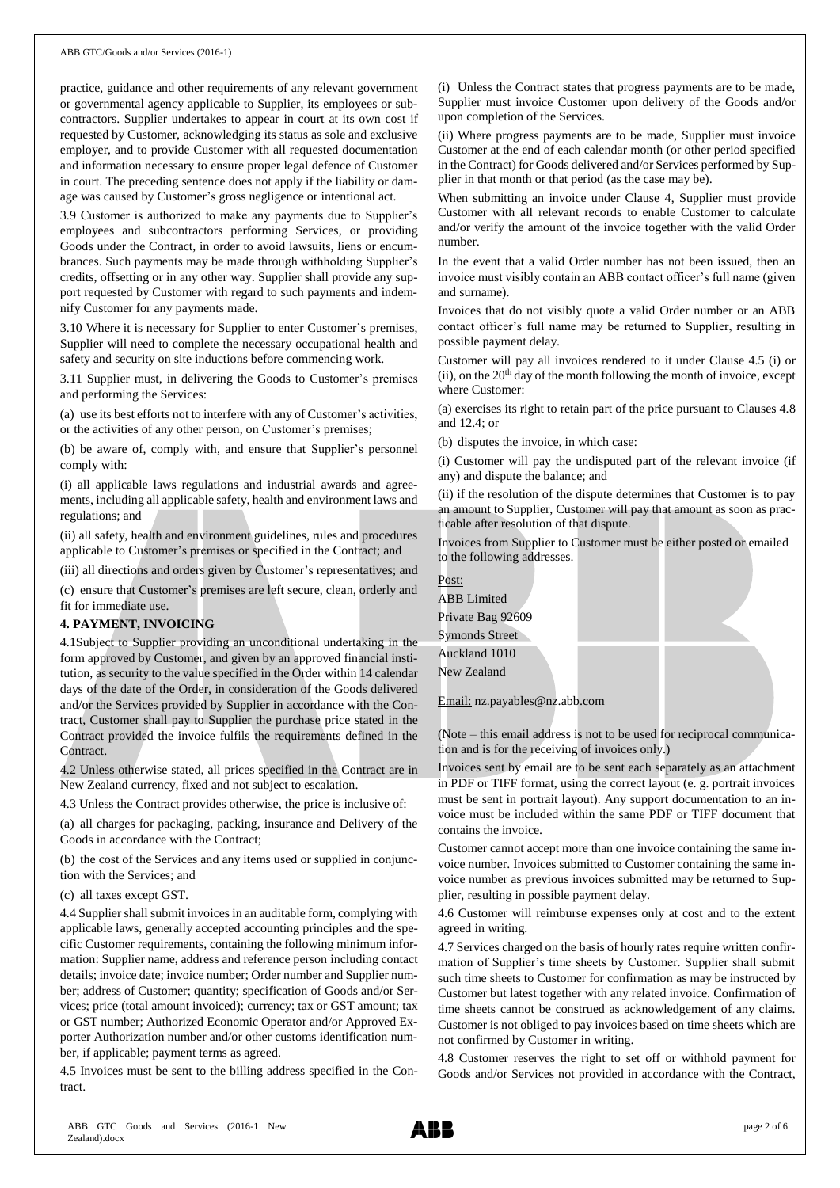practice, guidance and other requirements of any relevant government or governmental agency applicable to Supplier, its employees or subcontractors. Supplier undertakes to appear in court at its own cost if requested by Customer, acknowledging its status as sole and exclusive employer, and to provide Customer with all requested documentation and information necessary to ensure proper legal defence of Customer in court. The preceding sentence does not apply if the liability or damage was caused by Customer's gross negligence or intentional act.

3.9 Customer is authorized to make any payments due to Supplier's employees and subcontractors performing Services, or providing Goods under the Contract, in order to avoid lawsuits, liens or encumbrances. Such payments may be made through withholding Supplier's credits, offsetting or in any other way. Supplier shall provide any support requested by Customer with regard to such payments and indemnify Customer for any payments made.

3.10 Where it is necessary for Supplier to enter Customer's premises, Supplier will need to complete the necessary occupational health and safety and security on site inductions before commencing work.

3.11 Supplier must, in delivering the Goods to Customer's premises and performing the Services:

(a) use its best efforts not to interfere with any of Customer's activities, or the activities of any other person, on Customer's premises;

(b) be aware of, comply with, and ensure that Supplier's personnel comply with:

(i) all applicable laws regulations and industrial awards and agreements, including all applicable safety, health and environment laws and regulations; and

(ii) all safety, health and environment guidelines, rules and procedures applicable to Customer's premises or specified in the Contract; and

(iii) all directions and orders given by Customer's representatives; and

(c) ensure that Customer's premises are left secure, clean, orderly and fit for immediate use.

**4. PAYMENT, INVOICING**

4.1Subject to Supplier providing an unconditional undertaking in the form approved by Customer, and given by an approved financial institution, as security to the value specified in the Order within 14 calendar days of the date of the Order, in consideration of the Goods delivered and/or the Services provided by Supplier in accordance with the Contract, Customer shall pay to Supplier the purchase price stated in the Contract provided the invoice fulfils the requirements defined in the Contract.

4.2 Unless otherwise stated, all prices specified in the Contract are in New Zealand currency, fixed and not subject to escalation.

4.3 Unless the Contract provides otherwise, the price is inclusive of:

(a) all charges for packaging, packing, insurance and Delivery of the Goods in accordance with the Contract;

(b) the cost of the Services and any items used or supplied in conjunction with the Services; and

(c) all taxes except GST.

4.4 Supplier shall submit invoices in an auditable form, complying with applicable laws, generally accepted accounting principles and the specific Customer requirements, containing the following minimum information: Supplier name, address and reference person including contact details; invoice date; invoice number; Order number and Supplier number; address of Customer; quantity; specification of Goods and/or Services; price (total amount invoiced); currency; tax or GST amount; tax or GST number; Authorized Economic Operator and/or Approved Exporter Authorization number and/or other customs identification number, if applicable; payment terms as agreed.

4.5 Invoices must be sent to the billing address specified in the Contract.

(i) Unless the Contract states that progress payments are to be made, Supplier must invoice Customer upon delivery of the Goods and/or upon completion of the Services.

(ii) Where progress payments are to be made, Supplier must invoice Customer at the end of each calendar month (or other period specified in the Contract) for Goods delivered and/or Services performed by Supplier in that month or that period (as the case may be).

When submitting an invoice under Clause 4, Supplier must provide Customer with all relevant records to enable Customer to calculate and/or verify the amount of the invoice together with the valid Order number.

In the event that a valid Order number has not been issued, then an invoice must visibly contain an ABB contact officer's full name (given and surname).

Invoices that do not visibly quote a valid Order number or an ABB contact officer's full name may be returned to Supplier, resulting in possible payment delay.

Customer will pay all invoices rendered to it under Clause 4.5 (i) or (ii), on the 20th day of the month following the month of invoice, except where Customer:

(a) exercises its right to retain part of the price pursuant to Clauses 4.8 and 12.4; or

(b) disputes the invoice, in which case:

(i) Customer will pay the undisputed part of the relevant invoice (if any) and dispute the balance; and

(ii) if the resolution of the dispute determines that Customer is to pay an amount to Supplier, Customer will pay that amount as soon as practicable after resolution of that dispute.

Invoices from Supplier to Customer must be either posted or emailed to the following addresses.

Post:

ABB Limited
Private Bag 92609
Symonds Street
Auckland 1010
New Zealand

Email: nz.payables@nz.abb.com

(Note – this email address is not to be used for reciprocal communication and is for the receiving of invoices only.)

Invoices sent by email are to be sent each separately as an attachment in PDF or TIFF format, using the correct layout (e. g. portrait invoices must be sent in portrait layout). Any support documentation to an invoice must be included within the same PDF or TIFF document that contains the invoice.

Customer cannot accept more than one invoice containing the same invoice number. Invoices submitted to Customer containing the same invoice number as previous invoices submitted may be returned to Supplier, resulting in possible payment delay.

4.6 Customer will reimburse expenses only at cost and to the extent agreed in writing.

4.7 Services charged on the basis of hourly rates require written confirmation of Supplier's time sheets by Customer. Supplier shall submit such time sheets to Customer for confirmation as may be instructed by Customer but latest together with any related invoice. Confirmation of time sheets cannot be construed as acknowledgement of any claims. Customer is not obliged to pay invoices based on time sheets which are not confirmed by Customer in writing.

4.8 Customer reserves the right to set off or withhold payment for Goods and/or Services not provided in accordance with the Contract,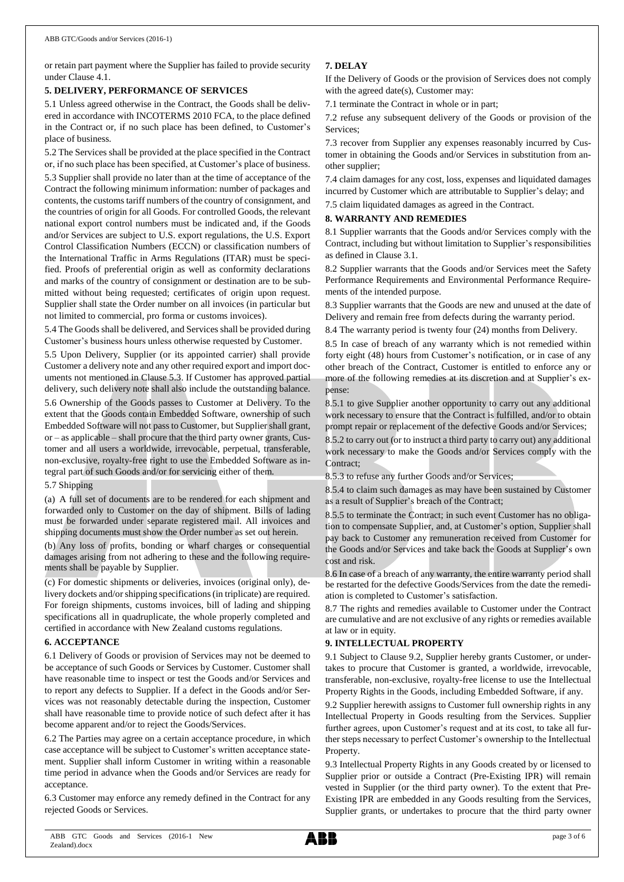or retain part payment where the Supplier has failed to provide security under Clause 4.1.

**5. DELIVERY, PERFORMANCE OF SERVICES**

5.1 Unless agreed otherwise in the Contract, the Goods shall be delivered in accordance with INCOTERMS 2010 FCA, to the place defined in the Contract or, if no such place has been defined, to Customer's place of business.

5.2 The Services shall be provided at the place specified in the Contract or, if no such place has been specified, at Customer's place of business.

5.3 Supplier shall provide no later than at the time of acceptance of the Contract the following minimum information: number of packages and contents, the customs tariff numbers of the country of consignment, and the countries of origin for all Goods. For controlled Goods, the relevant national export control numbers must be indicated and, if the Goods and/or Services are subject to U.S. export regulations, the U.S. Export Control Classification Numbers (ECCN) or classification numbers of the International Traffic in Arms Regulations (ITAR) must be specified. Proofs of preferential origin as well as conformity declarations and marks of the country of consignment or destination are to be submitted without being requested; certificates of origin upon request. Supplier shall state the Order number on all invoices (in particular but not limited to commercial, pro forma or customs invoices).

5.4 The Goods shall be delivered, and Services shall be provided during Customer's business hours unless otherwise requested by Customer.

5.5 Upon Delivery, Supplier (or its appointed carrier) shall provide Customer a delivery note and any other required export and import documents not mentioned in Clause 5.3. If Customer has approved partial delivery, such delivery note shall also include the outstanding balance.

5.6 Ownership of the Goods passes to Customer at Delivery. To the extent that the Goods contain Embedded Software, ownership of such Embedded Software will not pass to Customer, but Supplier shall grant, or – as applicable – shall procure that the third party owner grants, Customer and all users a worldwide, irrevocable, perpetual, transferable, non-exclusive, royalty-free right to use the Embedded Software as integral part of such Goods and/or for servicing either of them.

5.7 Shipping

(a) A full set of documents are to be rendered for each shipment and forwarded only to Customer on the day of shipment. Bills of lading must be forwarded under separate registered mail. All invoices and shipping documents must show the Order number as set out herein.

(b) Any loss of profits, bonding or wharf charges or consequential damages arising from not adhering to these and the following requirements shall be payable by Supplier.

(c) For domestic shipments or deliveries, invoices (original only), delivery dockets and/or shipping specifications (in triplicate) are required. For foreign shipments, customs invoices, bill of lading and shipping specifications all in quadruplicate, the whole properly completed and certified in accordance with New Zealand customs regulations.

**6. ACCEPTANCE**

6.1 Delivery of Goods or provision of Services may not be deemed to be acceptance of such Goods or Services by Customer. Customer shall have reasonable time to inspect or test the Goods and/or Services and to report any defects to Supplier. If a defect in the Goods and/or Services was not reasonably detectable during the inspection, Customer shall have reasonable time to provide notice of such defect after it has become apparent and/or to reject the Goods/Services.

6.2 The Parties may agree on a certain acceptance procedure, in which case acceptance will be subject to Customer's written acceptance statement. Supplier shall inform Customer in writing within a reasonable time period in advance when the Goods and/or Services are ready for acceptance.

6.3 Customer may enforce any remedy defined in the Contract for any rejected Goods or Services.

**7. DELAY**

If the Delivery of Goods or the provision of Services does not comply with the agreed date(s), Customer may:

7.1 terminate the Contract in whole or in part;

7.2 refuse any subsequent delivery of the Goods or provision of the Services;

7.3 recover from Supplier any expenses reasonably incurred by Customer in obtaining the Goods and/or Services in substitution from another supplier;

7.4 claim damages for any cost, loss, expenses and liquidated damages incurred by Customer which are attributable to Supplier's delay; and

7.5 claim liquidated damages as agreed in the Contract.

**8. WARRANTY AND REMEDIES**

8.1 Supplier warrants that the Goods and/or Services comply with the Contract, including but without limitation to Supplier's responsibilities as defined in Clause 3.1.

8.2 Supplier warrants that the Goods and/or Services meet the Safety Performance Requirements and Environmental Performance Requirements of the intended purpose.

8.3 Supplier warrants that the Goods are new and unused at the date of Delivery and remain free from defects during the warranty period.

8.4 The warranty period is twenty four (24) months from Delivery.

8.5 In case of breach of any warranty which is not remedied within forty eight (48) hours from Customer's notification, or in case of any other breach of the Contract, Customer is entitled to enforce any or more of the following remedies at its discretion and at Supplier's expense:

8.5.1 to give Supplier another opportunity to carry out any additional work necessary to ensure that the Contract is fulfilled, and/or to obtain prompt repair or replacement of the defective Goods and/or Services;

8.5.2 to carry out (or to instruct a third party to carry out) any additional work necessary to make the Goods and/or Services comply with the Contract;

8.5.3 to refuse any further Goods and/or Services;

8.5.4 to claim such damages as may have been sustained by Customer as a result of Supplier's breach of the Contract;

8.5.5 to terminate the Contract; in such event Customer has no obligation to compensate Supplier, and, at Customer's option, Supplier shall pay back to Customer any remuneration received from Customer for the Goods and/or Services and take back the Goods at Supplier's own cost and risk.

8.6 In case of a breach of any warranty, the entire warranty period shall be restarted for the defective Goods/Services from the date the remediation is completed to Customer's satisfaction.

8.7 The rights and remedies available to Customer under the Contract are cumulative and are not exclusive of any rights or remedies available at law or in equity.

**9. INTELLECTUAL PROPERTY**

9.1 Subject to Clause 9.2, Supplier hereby grants Customer, or undertakes to procure that Customer is granted, a worldwide, irrevocable, transferable, non-exclusive, royalty-free license to use the Intellectual Property Rights in the Goods, including Embedded Software, if any.

9.2 Supplier herewith assigns to Customer full ownership rights in any Intellectual Property in Goods resulting from the Services. Supplier further agrees, upon Customer's request and at its cost, to take all further steps necessary to perfect Customer's ownership to the Intellectual Property.

9.3 Intellectual Property Rights in any Goods created by or licensed to Supplier prior or outside a Contract (Pre-Existing IPR) will remain vested in Supplier (or the third party owner). To the extent that Pre-Existing IPR are embedded in any Goods resulting from the Services, Supplier grants, or undertakes to procure that the third party owner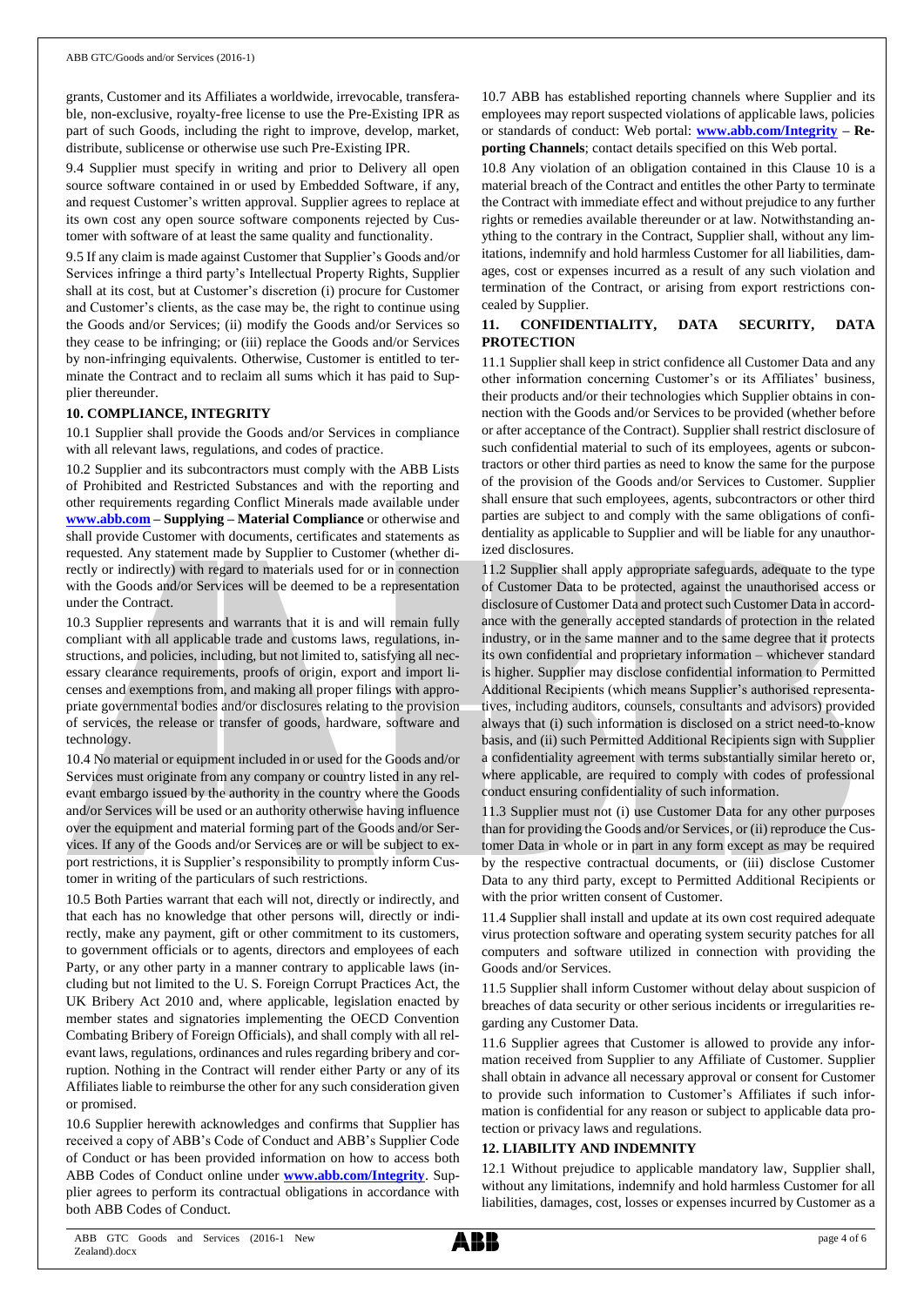grants, Customer and its Affiliates a worldwide, irrevocable, transferable, non-exclusive, royalty-free license to use the Pre-Existing IPR as part of such Goods, including the right to improve, develop, market, distribute, sublicense or otherwise use such Pre-Existing IPR.

9.4 Supplier must specify in writing and prior to Delivery all open source software contained in or used by Embedded Software, if any, and request Customer's written approval. Supplier agrees to replace at its own cost any open source software components rejected by Customer with software of at least the same quality and functionality.

9.5 If any claim is made against Customer that Supplier's Goods and/or Services infringe a third party's Intellectual Property Rights, Supplier shall at its cost, but at Customer's discretion (i) procure for Customer and Customer's clients, as the case may be, the right to continue using the Goods and/or Services; (ii) modify the Goods and/or Services so they cease to be infringing; or (iii) replace the Goods and/or Services by non-infringing equivalents. Otherwise, Customer is entitled to terminate the Contract and to reclaim all sums which it has paid to Supplier thereunder.

### 10. COMPLIANCE, INTEGRITY

10.1 Supplier shall provide the Goods and/or Services in compliance with all relevant laws, regulations, and codes of practice.

10.2 Supplier and its subcontractors must comply with the ABB Lists of Prohibited and Restricted Substances and with the reporting and other requirements regarding Conflict Minerals made available under **www.abb.com – Supplying – Material Compliance** or otherwise and shall provide Customer with documents, certificates and statements as requested. Any statement made by Supplier to Customer (whether directly or indirectly) with regard to materials used for or in connection with the Goods and/or Services will be deemed to be a representation under the Contract.

10.3 Supplier represents and warrants that it is and will remain fully compliant with all applicable trade and customs laws, regulations, instructions, and policies, including, but not limited to, satisfying all necessary clearance requirements, proofs of origin, export and import licenses and exemptions from, and making all proper filings with appropriate governmental bodies and/or disclosures relating to the provision of services, the release or transfer of goods, hardware, software and technology.

10.4 No material or equipment included in or used for the Goods and/or Services must originate from any company or country listed in any relevant embargo issued by the authority in the country where the Goods and/or Services will be used or an authority otherwise having influence over the equipment and material forming part of the Goods and/or Services. If any of the Goods and/or Services are or will be subject to export restrictions, it is Supplier's responsibility to promptly inform Customer in writing of the particulars of such restrictions.

10.5 Both Parties warrant that each will not, directly or indirectly, and that each has no knowledge that other persons will, directly or indirectly, make any payment, gift or other commitment to its customers, to government officials or to agents, directors and employees of each Party, or any other party in a manner contrary to applicable laws (including but not limited to the U. S. Foreign Corrupt Practices Act, the UK Bribery Act 2010 and, where applicable, legislation enacted by member states and signatories implementing the OECD Convention Combating Bribery of Foreign Officials), and shall comply with all relevant laws, regulations, ordinances and rules regarding bribery and corruption. Nothing in the Contract will render either Party or any of its Affiliates liable to reimburse the other for any such consideration given or promised.

10.6 Supplier herewith acknowledges and confirms that Supplier has received a copy of ABB's Code of Conduct and ABB's Supplier Code of Conduct or has been provided information on how to access both ABB Codes of Conduct online under **www.abb.com/Integrity**. Supplier agrees to perform its contractual obligations in accordance with both ABB Codes of Conduct.

10.7 ABB has established reporting channels where Supplier and its employees may report suspected violations of applicable laws, policies or standards of conduct: Web portal: **www.abb.com/Integrity – Reporting Channels**; contact details specified on this Web portal.

10.8 Any violation of an obligation contained in this Clause 10 is a material breach of the Contract and entitles the other Party to terminate the Contract with immediate effect and without prejudice to any further rights or remedies available thereunder or at law. Notwithstanding anything to the contrary in the Contract, Supplier shall, without any limitations, indemnify and hold harmless Customer for all liabilities, damages, cost or expenses incurred as a result of any such violation and termination of the Contract, or arising from export restrictions concealed by Supplier.

### 11. CONFIDENTIALITY, DATA SECURITY, DATA PROTECTION

11.1 Supplier shall keep in strict confidence all Customer Data and any other information concerning Customer's or its Affiliates' business, their products and/or their technologies which Supplier obtains in connection with the Goods and/or Services to be provided (whether before or after acceptance of the Contract). Supplier shall restrict disclosure of such confidential material to such of its employees, agents or subcontractors or other third parties as need to know the same for the purpose of the provision of the Goods and/or Services to Customer. Supplier shall ensure that such employees, agents, subcontractors or other third parties are subject to and comply with the same obligations of confidentiality as applicable to Supplier and will be liable for any unauthorized disclosures.

11.2 Supplier shall apply appropriate safeguards, adequate to the type of Customer Data to be protected, against the unauthorised access or disclosure of Customer Data and protect such Customer Data in accordance with the generally accepted standards of protection in the related industry, or in the same manner and to the same degree that it protects its own confidential and proprietary information – whichever standard is higher. Supplier may disclose confidential information to Permitted Additional Recipients (which means Supplier's authorised representatives, including auditors, counsels, consultants and advisors) provided always that (i) such information is disclosed on a strict need-to-know basis, and (ii) such Permitted Additional Recipients sign with Supplier a confidentiality agreement with terms substantially similar hereto or, where applicable, are required to comply with codes of professional conduct ensuring confidentiality of such information.

11.3 Supplier must not (i) use Customer Data for any other purposes than for providing the Goods and/or Services, or (ii) reproduce the Customer Data in whole or in part in any form except as may be required by the respective contractual documents, or (iii) disclose Customer Data to any third party, except to Permitted Additional Recipients or with the prior written consent of Customer.

11.4 Supplier shall install and update at its own cost required adequate virus protection software and operating system security patches for all computers and software utilized in connection with providing the Goods and/or Services.

11.5 Supplier shall inform Customer without delay about suspicion of breaches of data security or other serious incidents or irregularities regarding any Customer Data.

11.6 Supplier agrees that Customer is allowed to provide any information received from Supplier to any Affiliate of Customer. Supplier shall obtain in advance all necessary approval or consent for Customer to provide such information to Customer's Affiliates if such information is confidential for any reason or subject to applicable data protection or privacy laws and regulations.

### 12. LIABILITY AND INDEMNITY

12.1 Without prejudice to applicable mandatory law, Supplier shall, without any limitations, indemnify and hold harmless Customer for all liabilities, damages, cost, losses or expenses incurred by Customer as a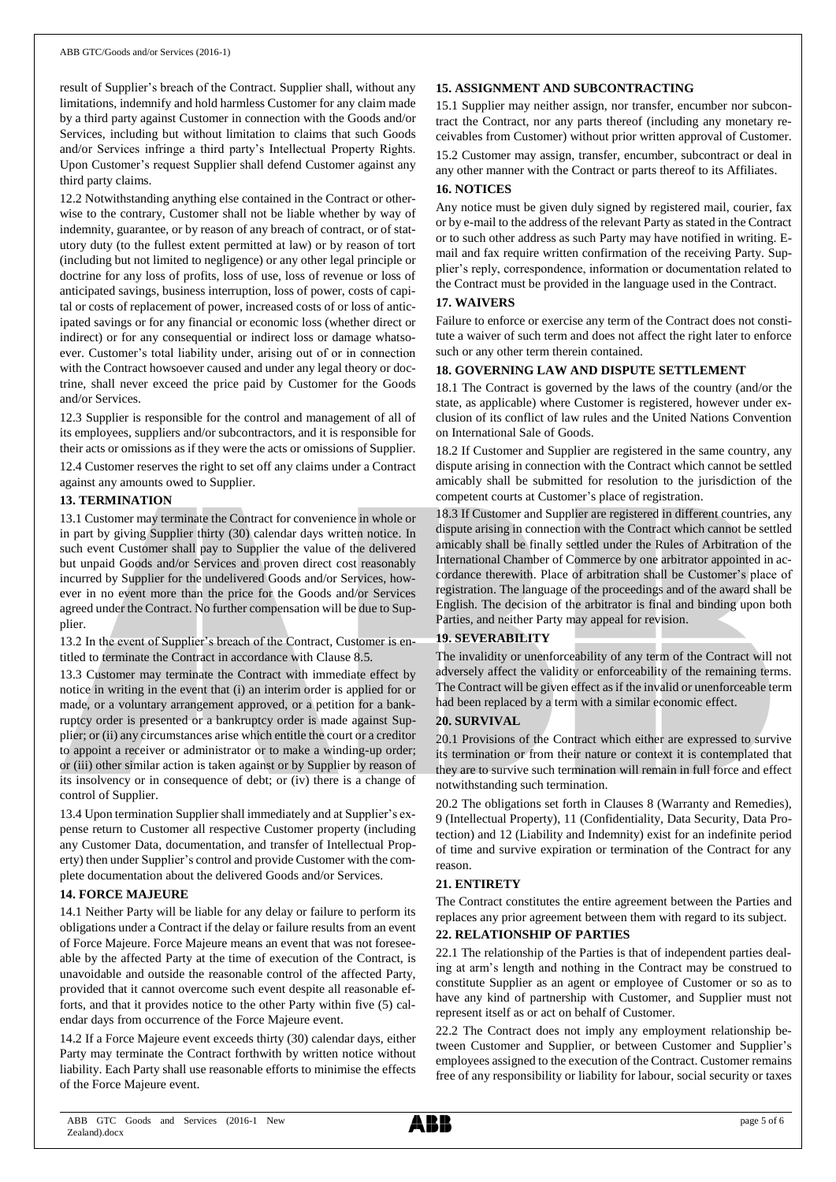result of Supplier's breach of the Contract. Supplier shall, without any limitations, indemnify and hold harmless Customer for any claim made by a third party against Customer in connection with the Goods and/or Services, including but without limitation to claims that such Goods and/or Services infringe a third party's Intellectual Property Rights. Upon Customer's request Supplier shall defend Customer against any third party claims.

12.2 Notwithstanding anything else contained in the Contract or otherwise to the contrary, Customer shall not be liable whether by way of indemnity, guarantee, or by reason of any breach of contract, or of statutory duty (to the fullest extent permitted at law) or by reason of tort (including but not limited to negligence) or any other legal principle or doctrine for any loss of profits, loss of use, loss of revenue or loss of anticipated savings, business interruption, loss of power, costs of capital or costs of replacement of power, increased costs of or loss of anticipated savings or for any financial or economic loss (whether direct or indirect) or for any consequential or indirect loss or damage whatsoever. Customer's total liability under, arising out of or in connection with the Contract howsoever caused and under any legal theory or doctrine, shall never exceed the price paid by Customer for the Goods and/or Services.

12.3 Supplier is responsible for the control and management of all of its employees, suppliers and/or subcontractors, and it is responsible for their acts or omissions as if they were the acts or omissions of Supplier.

12.4 Customer reserves the right to set off any claims under a Contract against any amounts owed to Supplier.

## 13. TERMINATION

13.1 Customer may terminate the Contract for convenience in whole or in part by giving Supplier thirty (30) calendar days written notice. In such event Customer shall pay to Supplier the value of the delivered but unpaid Goods and/or Services and proven direct cost reasonably incurred by Supplier for the undelivered Goods and/or Services, however in no event more than the price for the Goods and/or Services agreed under the Contract. No further compensation will be due to Supplier.

13.2 In the event of Supplier's breach of the Contract, Customer is entitled to terminate the Contract in accordance with Clause 8.5.

13.3 Customer may terminate the Contract with immediate effect by notice in writing in the event that (i) an interim order is applied for or made, or a voluntary arrangement approved, or a petition for a bankruptcy order is presented or a bankruptcy order is made against Supplier; or (ii) any circumstances arise which entitle the court or a creditor to appoint a receiver or administrator or to make a winding-up order; or (iii) other similar action is taken against or by Supplier by reason of its insolvency or in consequence of debt; or (iv) there is a change of control of Supplier.

13.4 Upon termination Supplier shall immediately and at Supplier's expense return to Customer all respective Customer property (including any Customer Data, documentation, and transfer of Intellectual Property) then under Supplier's control and provide Customer with the complete documentation about the delivered Goods and/or Services.

## 14. FORCE MAJEURE

14.1 Neither Party will be liable for any delay or failure to perform its obligations under a Contract if the delay or failure results from an event of Force Majeure. Force Majeure means an event that was not foreseeable by the affected Party at the time of execution of the Contract, is unavoidable and outside the reasonable control of the affected Party, provided that it cannot overcome such event despite all reasonable efforts, and that it provides notice to the other Party within five (5) calendar days from occurrence of the Force Majeure event.

14.2 If a Force Majeure event exceeds thirty (30) calendar days, either Party may terminate the Contract forthwith by written notice without liability. Each Party shall use reasonable efforts to minimise the effects of the Force Majeure event.

## 15. ASSIGNMENT AND SUBCONTRACTING

15.1 Supplier may neither assign, nor transfer, encumber nor subcontract the Contract, nor any parts thereof (including any monetary receivables from Customer) without prior written approval of Customer.

15.2 Customer may assign, transfer, encumber, subcontract or deal in any other manner with the Contract or parts thereof to its Affiliates.

## 16. NOTICES

Any notice must be given duly signed by registered mail, courier, fax or by e-mail to the address of the relevant Party as stated in the Contract or to such other address as such Party may have notified in writing. E-mail and fax require written confirmation of the receiving Party. Supplier's reply, correspondence, information or documentation related to the Contract must be provided in the language used in the Contract.

## 17. WAIVERS

Failure to enforce or exercise any term of the Contract does not constitute a waiver of such term and does not affect the right later to enforce such or any other term therein contained.

## 18. GOVERNING LAW AND DISPUTE SETTLEMENT

18.1 The Contract is governed by the laws of the country (and/or the state, as applicable) where Customer is registered, however under exclusion of its conflict of law rules and the United Nations Convention on International Sale of Goods.

18.2 If Customer and Supplier are registered in the same country, any dispute arising in connection with the Contract which cannot be settled amicably shall be submitted for resolution to the jurisdiction of the competent courts at Customer's place of registration.

18.3 If Customer and Supplier are registered in different countries, any dispute arising in connection with the Contract which cannot be settled amicably shall be finally settled under the Rules of Arbitration of the International Chamber of Commerce by one arbitrator appointed in accordance therewith. Place of arbitration shall be Customer's place of registration. The language of the proceedings and of the award shall be English. The decision of the arbitrator is final and binding upon both Parties, and neither Party may appeal for revision.

## 19. SEVERABILITY

The invalidity or unenforceability of any term of the Contract will not adversely affect the validity or enforceability of the remaining terms. The Contract will be given effect as if the invalid or unenforceable term had been replaced by a term with a similar economic effect.

## 20. SURVIVAL

20.1 Provisions of the Contract which either are expressed to survive its termination or from their nature or context it is contemplated that they are to survive such termination will remain in full force and effect notwithstanding such termination.

20.2 The obligations set forth in Clauses 8 (Warranty and Remedies), 9 (Intellectual Property), 11 (Confidentiality, Data Security, Data Protection) and 12 (Liability and Indemnity) exist for an indefinite period of time and survive expiration or termination of the Contract for any reason.

## 21. ENTIRETY

The Contract constitutes the entire agreement between the Parties and replaces any prior agreement between them with regard to its subject.

## 22. RELATIONSHIP OF PARTIES

22.1 The relationship of the Parties is that of independent parties dealing at arm's length and nothing in the Contract may be construed to constitute Supplier as an agent or employee of Customer or so as to have any kind of partnership with Customer, and Supplier must not represent itself as or act on behalf of Customer.

22.2 The Contract does not imply any employment relationship between Customer and Supplier, or between Customer and Supplier's employees assigned to the execution of the Contract. Customer remains free of any responsibility or liability for labour, social security or taxes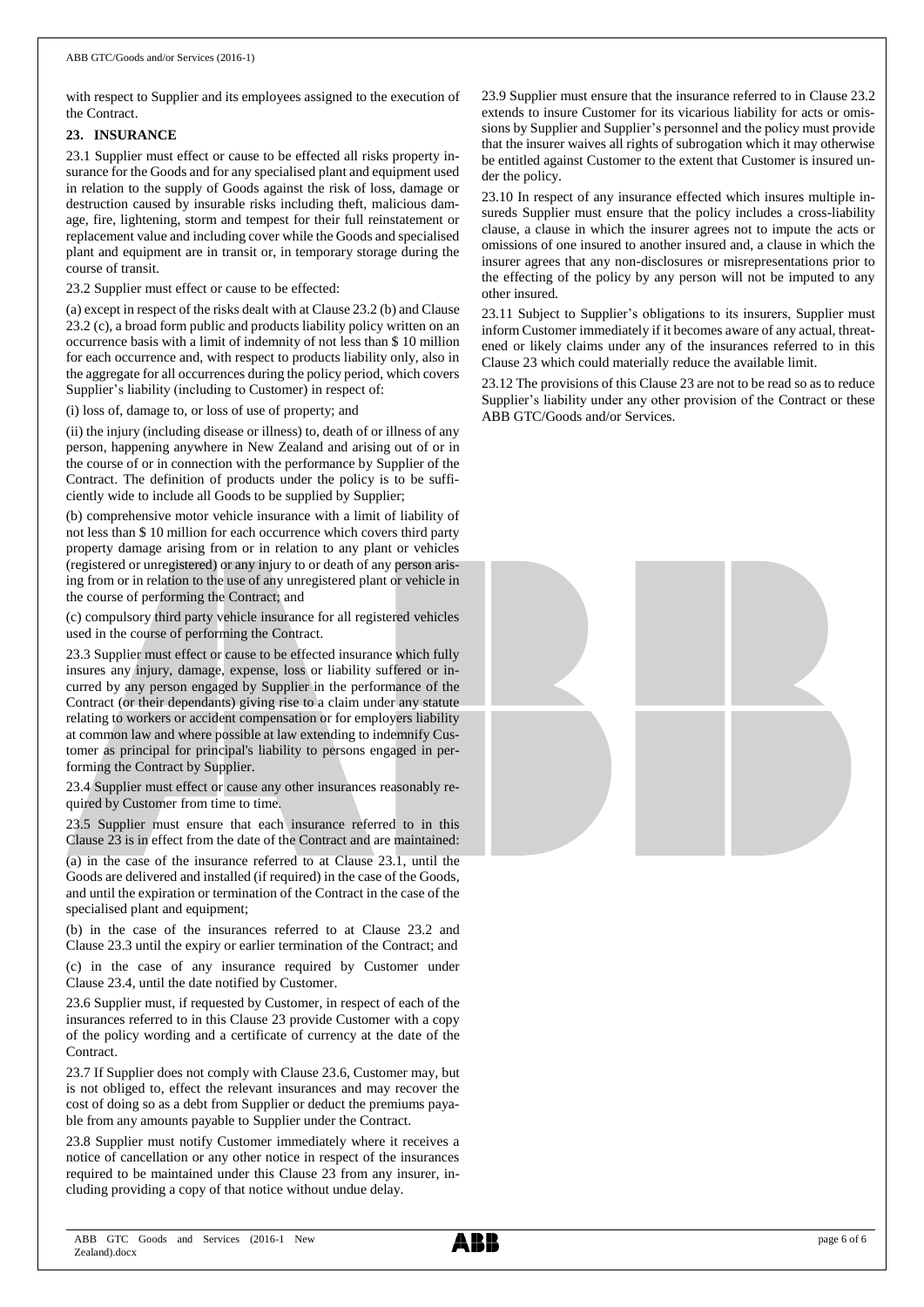with respect to Supplier and its employees assigned to the execution of the Contract.

## 23. INSURANCE

23.1 Supplier must effect or cause to be effected all risks property insurance for the Goods and for any specialised plant and equipment used in relation to the supply of Goods against the risk of loss, damage or destruction caused by insurable risks including theft, malicious damage, fire, lightening, storm and tempest for their full reinstatement or replacement value and including cover while the Goods and specialised plant and equipment are in transit or, in temporary storage during the course of transit.

23.2 Supplier must effect or cause to be effected:

(a) except in respect of the risks dealt with at Clause 23.2 (b) and Clause 23.2 (c), a broad form public and products liability policy written on an occurrence basis with a limit of indemnity of not less than $ 10 million for each occurrence and, with respect to products liability only, also in the aggregate for all occurrences during the policy period, which covers Supplier's liability (including to Customer) in respect of:

(i) loss of, damage to, or loss of use of property; and

(ii) the injury (including disease or illness) to, death of or illness of any person, happening anywhere in New Zealand and arising out of or in the course of or in connection with the performance by Supplier of the Contract. The definition of products under the policy is to be sufficiently wide to include all Goods to be supplied by Supplier;

(b) comprehensive motor vehicle insurance with a limit of liability of not less than $ 10 million for each occurrence which covers third party property damage arising from or in relation to any plant or vehicles (registered or unregistered) or any injury to or death of any person arising from or in relation to the use of any unregistered plant or vehicle in the course of performing the Contract; and

(c) compulsory third party vehicle insurance for all registered vehicles used in the course of performing the Contract.

23.3 Supplier must effect or cause to be effected insurance which fully insures any injury, damage, expense, loss or liability suffered or incurred by any person engaged by Supplier in the performance of the Contract (or their dependants) giving rise to a claim under any statute relating to workers or accident compensation or for employers liability at common law and where possible at law extending to indemnify Customer as principal for principal's liability to persons engaged in performing the Contract by Supplier.

23.4 Supplier must effect or cause any other insurances reasonably required by Customer from time to time.

23.5 Supplier must ensure that each insurance referred to in this Clause 23 is in effect from the date of the Contract and are maintained:

(a) in the case of the insurance referred to at Clause 23.1, until the Goods are delivered and installed (if required) in the case of the Goods, and until the expiration or termination of the Contract in the case of the specialised plant and equipment;

(b) in the case of the insurances referred to at Clause 23.2 and Clause 23.3 until the expiry or earlier termination of the Contract; and

(c) in the case of any insurance required by Customer under Clause 23.4, until the date notified by Customer.

23.6 Supplier must, if requested by Customer, in respect of each of the insurances referred to in this Clause 23 provide Customer with a copy of the policy wording and a certificate of currency at the date of the Contract.

23.7 If Supplier does not comply with Clause 23.6, Customer may, but is not obliged to, effect the relevant insurances and may recover the cost of doing so as a debt from Supplier or deduct the premiums payable from any amounts payable to Supplier under the Contract.

23.8 Supplier must notify Customer immediately where it receives a notice of cancellation or any other notice in respect of the insurances required to be maintained under this Clause 23 from any insurer, including providing a copy of that notice without undue delay.

23.9 Supplier must ensure that the insurance referred to in Clause 23.2 extends to insure Customer for its vicarious liability for acts or omissions by Supplier and Supplier's personnel and the policy must provide that the insurer waives all rights of subrogation which it may otherwise be entitled against Customer to the extent that Customer is insured under the policy.

23.10 In respect of any insurance effected which insures multiple insureds Supplier must ensure that the policy includes a cross-liability clause, a clause in which the insurer agrees not to impute the acts or omissions of one insured to another insured and, a clause in which the insurer agrees that any non-disclosures or misrepresentations prior to the effecting of the policy by any person will not be imputed to any other insured.

23.11 Subject to Supplier's obligations to its insurers, Supplier must inform Customer immediately if it becomes aware of any actual, threatened or likely claims under any of the insurances referred to in this Clause 23 which could materially reduce the available limit.

23.12 The provisions of this Clause 23 are not to be read so as to reduce Supplier's liability under any other provision of the Contract or these ABB GTC/Goods and/or Services.